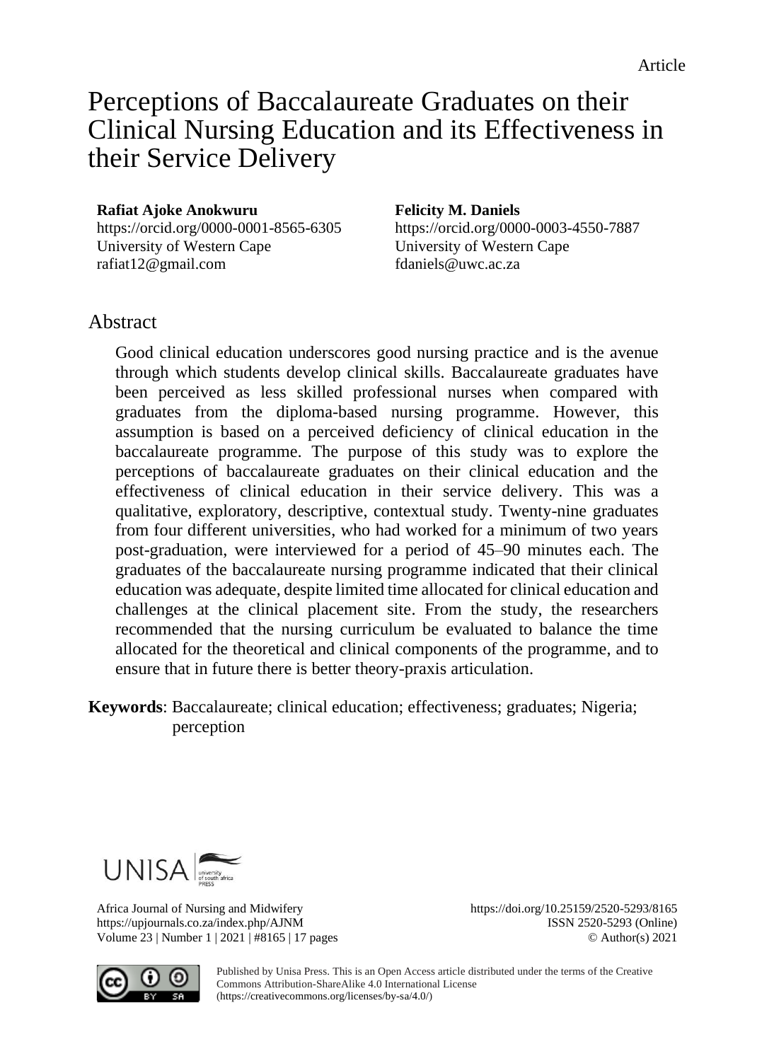Article

# Perceptions of Baccalaureate Graduates on their Clinical Nursing Education and its Effectiveness in their Service Delivery

**Rafiat Ajoke Anokwuru**
https://orcid.org/0000-0001-8565-6305
University of Western Cape
rafiat12@gmail.com

**Felicity M. Daniels**
https://orcid.org/0000-0003-4550-7887
University of Western Cape
fdaniels@uwc.ac.za

## Abstract

Good clinical education underscores good nursing practice and is the avenue through which students develop clinical skills. Baccalaureate graduates have been perceived as less skilled professional nurses when compared with graduates from the diploma-based nursing programme. However, this assumption is based on a perceived deficiency of clinical education in the baccalaureate programme. The purpose of this study was to explore the perceptions of baccalaureate graduates on their clinical education and the effectiveness of clinical education in their service delivery. This was a qualitative, exploratory, descriptive, contextual study. Twenty-nine graduates from four different universities, who had worked for a minimum of two years post-graduation, were interviewed for a period of 45–90 minutes each. The graduates of the baccalaureate nursing programme indicated that their clinical education was adequate, despite limited time allocated for clinical education and challenges at the clinical placement site. From the study, the researchers recommended that the nursing curriculum be evaluated to balance the time allocated for the theoretical and clinical components of the programme, and to ensure that in future there is better theory-praxis articulation.

**Keywords**: Baccalaureate; clinical education; effectiveness; graduates; Nigeria; perception

Africa Journal of Nursing and Midwifery
https://upjournals.co.za/index.php/AJNM
Volume 23 | Number 1 | 2021 | #8165 | 17 pages

https://doi.org/10.25159/2520-5293/8165
ISSN 2520-5293 (Online)
© Author(s) 2021

Published by Unisa Press. This is an Open Access article distributed under the terms of the Creative Commons Attribution-ShareAlike 4.0 International License (https://creativecommons.org/licenses/by-sa/4.0/)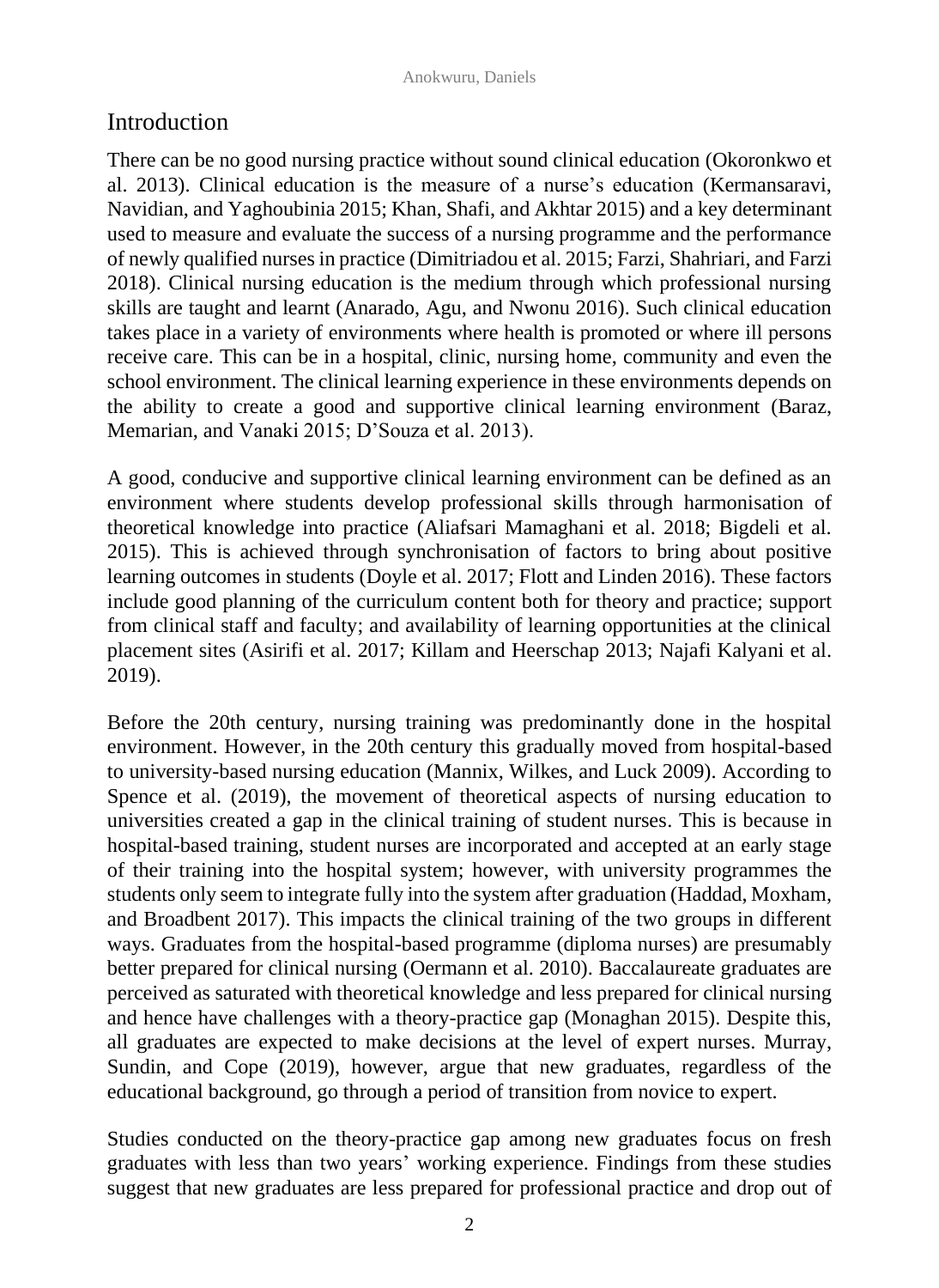## Introduction

There can be no good nursing practice without sound clinical education (Okoronkwo et al. 2013). Clinical education is the measure of a nurse's education (Kermansaravi, Navidian, and Yaghoubinia 2015; Khan, Shafi, and Akhtar 2015) and a key determinant used to measure and evaluate the success of a nursing programme and the performance of newly qualified nurses in practice (Dimitriadou et al. 2015; Farzi, Shahriari, and Farzi 2018). Clinical nursing education is the medium through which professional nursing skills are taught and learnt (Anarado, Agu, and Nwonu 2016). Such clinical education takes place in a variety of environments where health is promoted or where ill persons receive care. This can be in a hospital, clinic, nursing home, community and even the school environment. The clinical learning experience in these environments depends on the ability to create a good and supportive clinical learning environment (Baraz, Memarian, and Vanaki 2015; D'Souza et al. 2013).

A good, conducive and supportive clinical learning environment can be defined as an environment where students develop professional skills through harmonisation of theoretical knowledge into practice (Aliafsari Mamaghani et al. 2018; Bigdeli et al. 2015). This is achieved through synchronisation of factors to bring about positive learning outcomes in students (Doyle et al. 2017; Flott and Linden 2016). These factors include good planning of the curriculum content both for theory and practice; support from clinical staff and faculty; and availability of learning opportunities at the clinical placement sites (Asirifi et al. 2017; Killam and Heerschap 2013; Najafi Kalyani et al. 2019).

Before the 20th century, nursing training was predominantly done in the hospital environment. However, in the 20th century this gradually moved from hospital-based to university-based nursing education (Mannix, Wilkes, and Luck 2009). According to Spence et al. (2019), the movement of theoretical aspects of nursing education to universities created a gap in the clinical training of student nurses. This is because in hospital-based training, student nurses are incorporated and accepted at an early stage of their training into the hospital system; however, with university programmes the students only seem to integrate fully into the system after graduation (Haddad, Moxham, and Broadbent 2017). This impacts the clinical training of the two groups in different ways. Graduates from the hospital-based programme (diploma nurses) are presumably better prepared for clinical nursing (Oermann et al. 2010). Baccalaureate graduates are perceived as saturated with theoretical knowledge and less prepared for clinical nursing and hence have challenges with a theory-practice gap (Monaghan 2015). Despite this, all graduates are expected to make decisions at the level of expert nurses. Murray, Sundin, and Cope (2019), however, argue that new graduates, regardless of the educational background, go through a period of transition from novice to expert.

Studies conducted on the theory-practice gap among new graduates focus on fresh graduates with less than two years' working experience. Findings from these studies suggest that new graduates are less prepared for professional practice and drop out of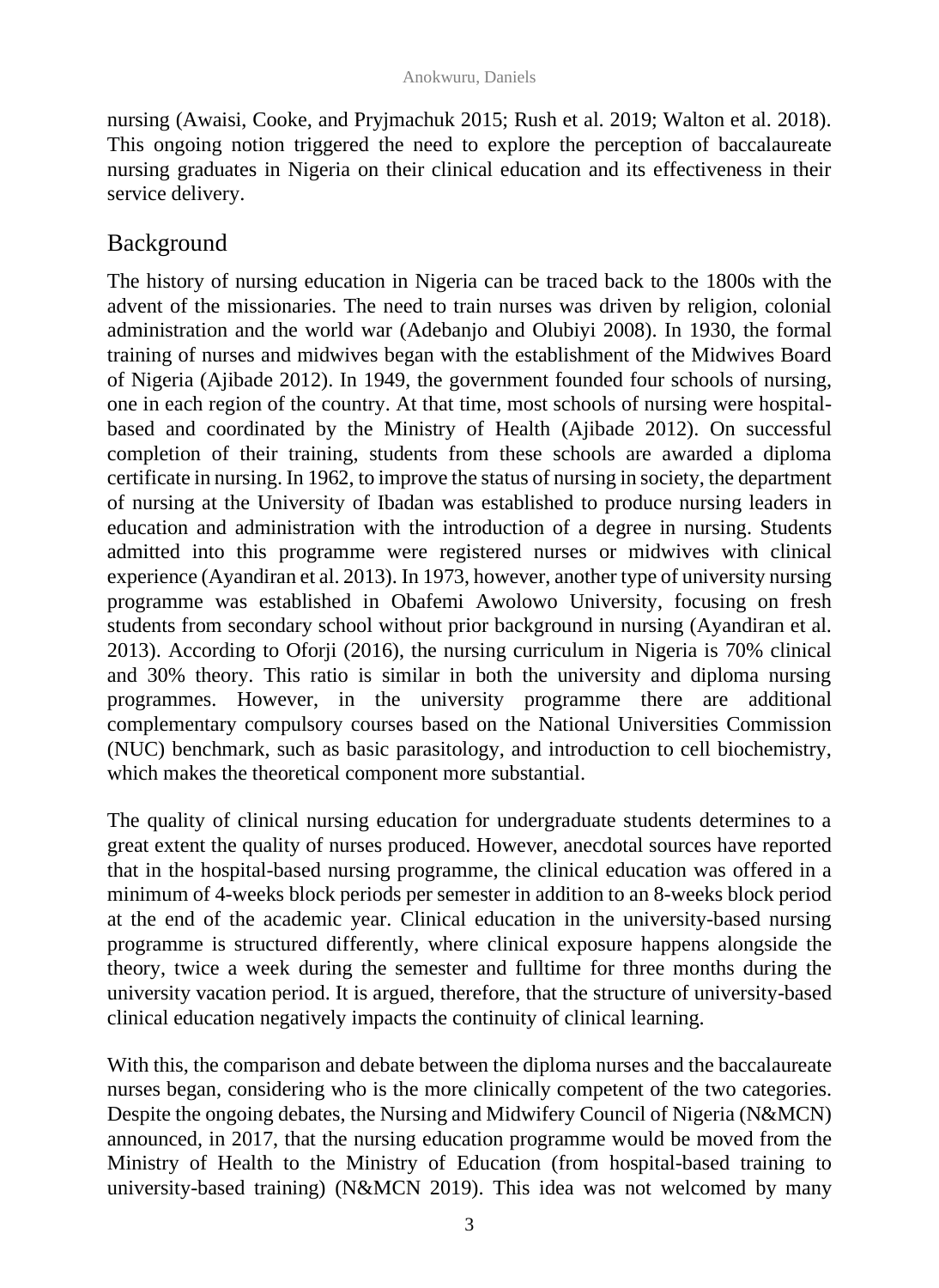nursing (Awaisi, Cooke, and Pryjmachuk 2015; Rush et al. 2019; Walton et al. 2018). This ongoing notion triggered the need to explore the perception of baccalaureate nursing graduates in Nigeria on their clinical education and its effectiveness in their service delivery.

## Background

The history of nursing education in Nigeria can be traced back to the 1800s with the advent of the missionaries. The need to train nurses was driven by religion, colonial administration and the world war (Adebanjo and Olubiyi 2008). In 1930, the formal training of nurses and midwives began with the establishment of the Midwives Board of Nigeria (Ajibade 2012). In 1949, the government founded four schools of nursing, one in each region of the country. At that time, most schools of nursing were hospital-based and coordinated by the Ministry of Health (Ajibade 2012). On successful completion of their training, students from these schools are awarded a diploma certificate in nursing. In 1962, to improve the status of nursing in society, the department of nursing at the University of Ibadan was established to produce nursing leaders in education and administration with the introduction of a degree in nursing. Students admitted into this programme were registered nurses or midwives with clinical experience (Ayandiran et al. 2013). In 1973, however, another type of university nursing programme was established in Obafemi Awolowo University, focusing on fresh students from secondary school without prior background in nursing (Ayandiran et al. 2013). According to Oforji (2016), the nursing curriculum in Nigeria is 70% clinical and 30% theory. This ratio is similar in both the university and diploma nursing programmes. However, in the university programme there are additional complementary compulsory courses based on the National Universities Commission (NUC) benchmark, such as basic parasitology, and introduction to cell biochemistry, which makes the theoretical component more substantial.

The quality of clinical nursing education for undergraduate students determines to a great extent the quality of nurses produced. However, anecdotal sources have reported that in the hospital-based nursing programme, the clinical education was offered in a minimum of 4-weeks block periods per semester in addition to an 8-weeks block period at the end of the academic year. Clinical education in the university-based nursing programme is structured differently, where clinical exposure happens alongside the theory, twice a week during the semester and fulltime for three months during the university vacation period. It is argued, therefore, that the structure of university-based clinical education negatively impacts the continuity of clinical learning.

With this, the comparison and debate between the diploma nurses and the baccalaureate nurses began, considering who is the more clinically competent of the two categories. Despite the ongoing debates, the Nursing and Midwifery Council of Nigeria (N&MCN) announced, in 2017, that the nursing education programme would be moved from the Ministry of Health to the Ministry of Education (from hospital-based training to university-based training) (N&MCN 2019). This idea was not welcomed by many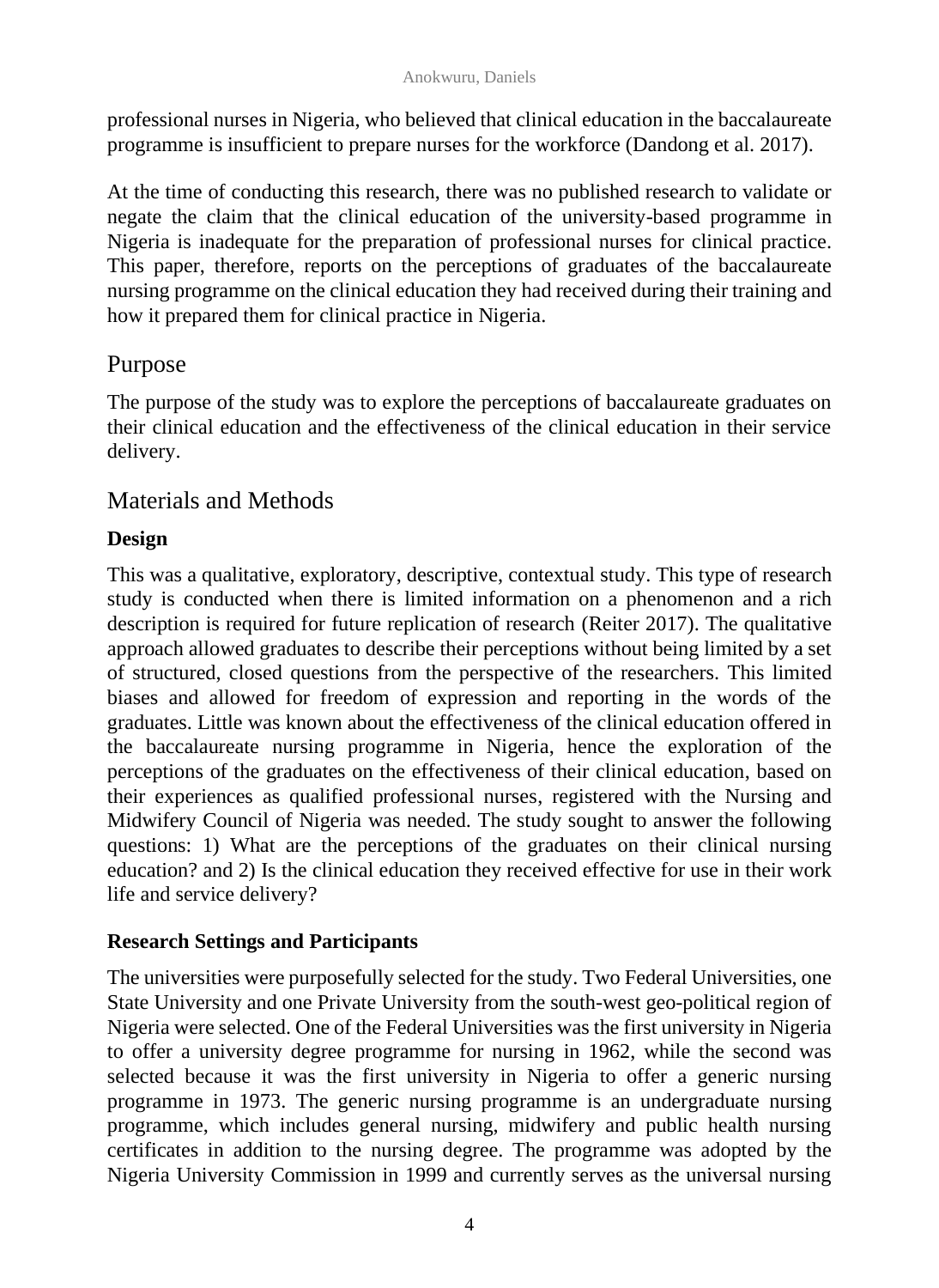professional nurses in Nigeria, who believed that clinical education in the baccalaureate programme is insufficient to prepare nurses for the workforce (Dandong et al. 2017).

At the time of conducting this research, there was no published research to validate or negate the claim that the clinical education of the university-based programme in Nigeria is inadequate for the preparation of professional nurses for clinical practice. This paper, therefore, reports on the perceptions of graduates of the baccalaureate nursing programme on the clinical education they had received during their training and how it prepared them for clinical practice in Nigeria.

## Purpose

The purpose of the study was to explore the perceptions of baccalaureate graduates on their clinical education and the effectiveness of the clinical education in their service delivery.

## Materials and Methods

### Design

This was a qualitative, exploratory, descriptive, contextual study. This type of research study is conducted when there is limited information on a phenomenon and a rich description is required for future replication of research (Reiter 2017). The qualitative approach allowed graduates to describe their perceptions without being limited by a set of structured, closed questions from the perspective of the researchers. This limited biases and allowed for freedom of expression and reporting in the words of the graduates. Little was known about the effectiveness of the clinical education offered in the baccalaureate nursing programme in Nigeria, hence the exploration of the perceptions of the graduates on the effectiveness of their clinical education, based on their experiences as qualified professional nurses, registered with the Nursing and Midwifery Council of Nigeria was needed. The study sought to answer the following questions: 1) What are the perceptions of the graduates on their clinical nursing education? and 2) Is the clinical education they received effective for use in their work life and service delivery?

### Research Settings and Participants

The universities were purposefully selected for the study. Two Federal Universities, one State University and one Private University from the south-west geo-political region of Nigeria were selected. One of the Federal Universities was the first university in Nigeria to offer a university degree programme for nursing in 1962, while the second was selected because it was the first university in Nigeria to offer a generic nursing programme in 1973. The generic nursing programme is an undergraduate nursing programme, which includes general nursing, midwifery and public health nursing certificates in addition to the nursing degree. The programme was adopted by the Nigeria University Commission in 1999 and currently serves as the universal nursing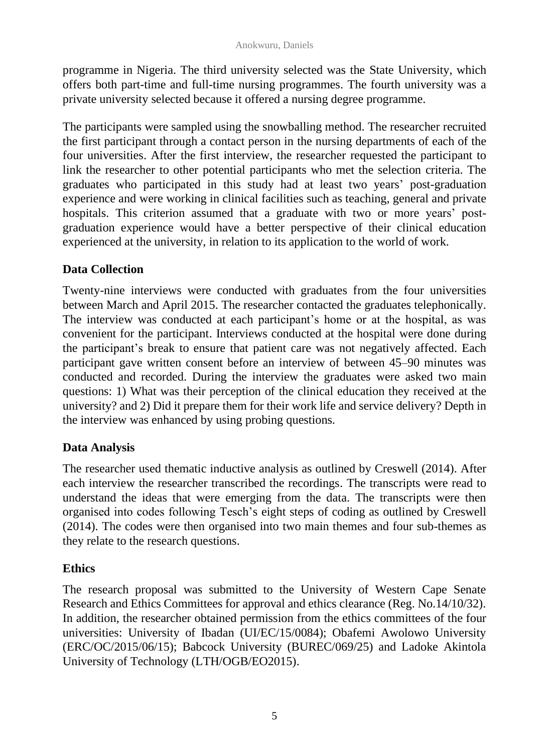programme in Nigeria. The third university selected was the State University, which offers both part-time and full-time nursing programmes. The fourth university was a private university selected because it offered a nursing degree programme.

The participants were sampled using the snowballing method. The researcher recruited the first participant through a contact person in the nursing departments of each of the four universities. After the first interview, the researcher requested the participant to link the researcher to other potential participants who met the selection criteria. The graduates who participated in this study had at least two years' post-graduation experience and were working in clinical facilities such as teaching, general and private hospitals. This criterion assumed that a graduate with two or more years' post-graduation experience would have a better perspective of their clinical education experienced at the university, in relation to its application to the world of work.

## Data Collection

Twenty-nine interviews were conducted with graduates from the four universities between March and April 2015. The researcher contacted the graduates telephonically. The interview was conducted at each participant's home or at the hospital, as was convenient for the participant. Interviews conducted at the hospital were done during the participant's break to ensure that patient care was not negatively affected. Each participant gave written consent before an interview of between 45–90 minutes was conducted and recorded. During the interview the graduates were asked two main questions: 1) What was their perception of the clinical education they received at the university? and 2) Did it prepare them for their work life and service delivery? Depth in the interview was enhanced by using probing questions.

## Data Analysis

The researcher used thematic inductive analysis as outlined by Creswell (2014). After each interview the researcher transcribed the recordings. The transcripts were read to understand the ideas that were emerging from the data. The transcripts were then organised into codes following Tesch's eight steps of coding as outlined by Creswell (2014). The codes were then organised into two main themes and four sub-themes as they relate to the research questions.

## Ethics

The research proposal was submitted to the University of Western Cape Senate Research and Ethics Committees for approval and ethics clearance (Reg. No.14/10/32). In addition, the researcher obtained permission from the ethics committees of the four universities: University of Ibadan (UI/EC/15/0084); Obafemi Awolowo University (ERC/OC/2015/06/15); Babcock University (BUREC/069/25) and Ladoke Akintola University of Technology (LTH/OGB/EO2015).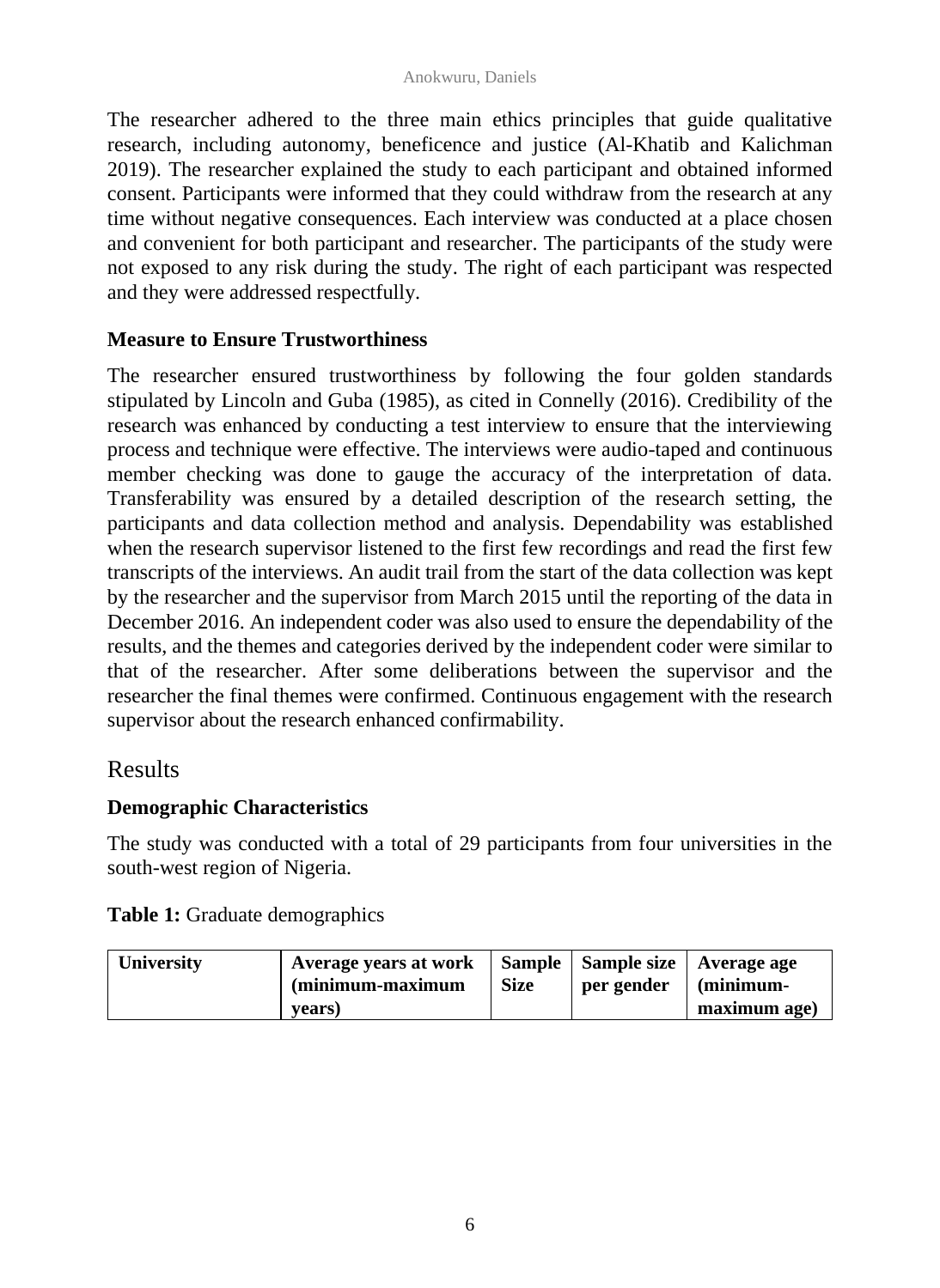The researcher adhered to the three main ethics principles that guide qualitative research, including autonomy, beneficence and justice (Al-Khatib and Kalichman 2019). The researcher explained the study to each participant and obtained informed consent. Participants were informed that they could withdraw from the research at any time without negative consequences. Each interview was conducted at a place chosen and convenient for both participant and researcher. The participants of the study were not exposed to any risk during the study. The right of each participant was respected and they were addressed respectfully.

### Measure to Ensure Trustworthiness

The researcher ensured trustworthiness by following the four golden standards stipulated by Lincoln and Guba (1985), as cited in Connelly (2016). Credibility of the research was enhanced by conducting a test interview to ensure that the interviewing process and technique were effective. The interviews were audio-taped and continuous member checking was done to gauge the accuracy of the interpretation of data. Transferability was ensured by a detailed description of the research setting, the participants and data collection method and analysis. Dependability was established when the research supervisor listened to the first few recordings and read the first few transcripts of the interviews. An audit trail from the start of the data collection was kept by the researcher and the supervisor from March 2015 until the reporting of the data in December 2016. An independent coder was also used to ensure the dependability of the results, and the themes and categories derived by the independent coder were similar to that of the researcher. After some deliberations between the supervisor and the researcher the final themes were confirmed. Continuous engagement with the research supervisor about the research enhanced confirmability.

## Results

### Demographic Characteristics

The study was conducted with a total of 29 participants from four universities in the south-west region of Nigeria.

**Table 1:** Graduate demographics

| University | Average years at work (minimum-maximum years) | Sample Size | Sample size per gender | Average age (minimum-maximum age) |
|---|---|---|---|---|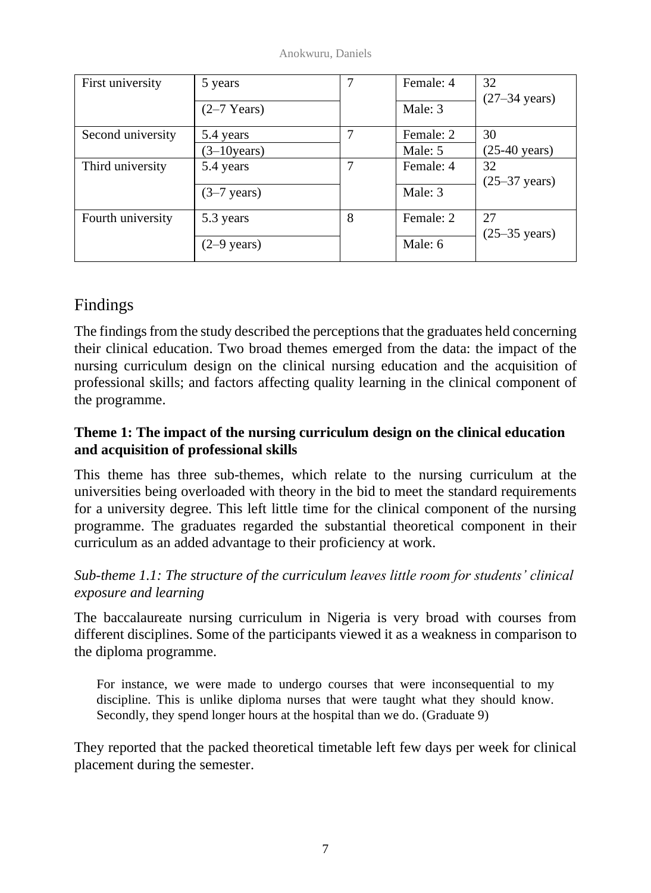| First university | 5 years (2–7 Years) | 7 | Female: 4 Male: 3 | 32 (27–34 years) |
|---|---|---|---|---|
| Second university | 5.4 years (3–10years) | 7 | Female: 2 Male: 5 | 30 (25-40 years) |
| Third university | 5.4 years (3–7 years) | 7 | Female: 4 Male: 3 | 32 (25–37 years) |
| Fourth university | 5.3 years (2–9 years) | 8 | Female: 2 Male: 6 | 27 (25–35 years) |

## Findings

The findings from the study described the perceptions that the graduates held concerning their clinical education. Two broad themes emerged from the data: the impact of the nursing curriculum design on the clinical nursing education and the acquisition of professional skills; and factors affecting quality learning in the clinical component of the programme.

### Theme 1: The impact of the nursing curriculum design on the clinical education and acquisition of professional skills

This theme has three sub-themes, which relate to the nursing curriculum at the universities being overloaded with theory in the bid to meet the standard requirements for a university degree. This left little time for the clinical component of the nursing programme. The graduates regarded the substantial theoretical component in their curriculum as an added advantage to their proficiency at work.

*Sub-theme 1.1: The structure of the curriculum leaves little room for students' clinical exposure and learning*

The baccalaureate nursing curriculum in Nigeria is very broad with courses from different disciplines. Some of the participants viewed it as a weakness in comparison to the diploma programme.

> For instance, we were made to undergo courses that were inconsequential to my discipline. This is unlike diploma nurses that were taught what they should know. Secondly, they spend longer hours at the hospital than we do. (Graduate 9)

They reported that the packed theoretical timetable left few days per week for clinical placement during the semester.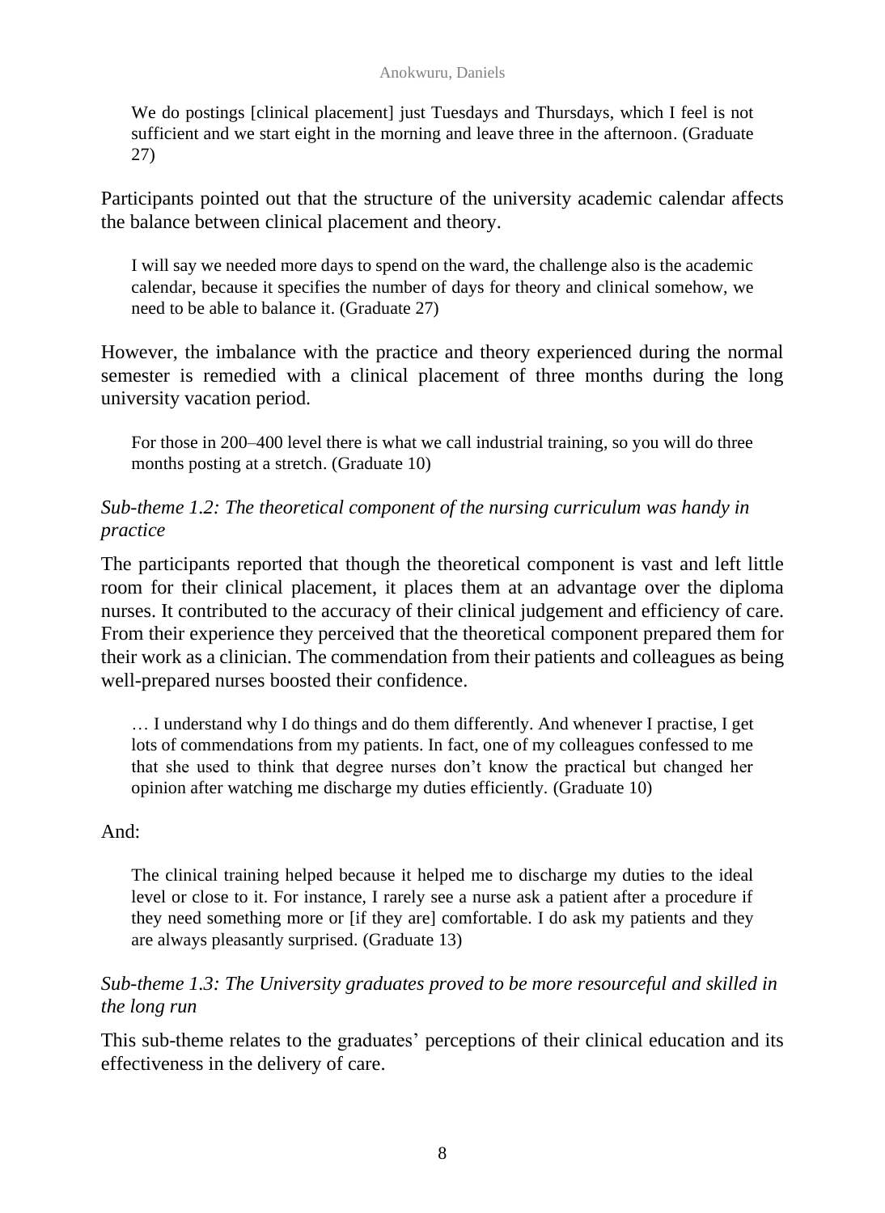> We do postings [clinical placement] just Tuesdays and Thursdays, which I feel is not sufficient and we start eight in the morning and leave three in the afternoon. (Graduate 27)

Participants pointed out that the structure of the university academic calendar affects the balance between clinical placement and theory.

> I will say we needed more days to spend on the ward, the challenge also is the academic calendar, because it specifies the number of days for theory and clinical somehow, we need to be able to balance it. (Graduate 27)

However, the imbalance with the practice and theory experienced during the normal semester is remedied with a clinical placement of three months during the long university vacation period.

> For those in 200–400 level there is what we call industrial training, so you will do three months posting at a stretch. (Graduate 10)

### *Sub-theme 1.2: The theoretical component of the nursing curriculum was handy in practice*

The participants reported that though the theoretical component is vast and left little room for their clinical placement, it places them at an advantage over the diploma nurses. It contributed to the accuracy of their clinical judgement and efficiency of care. From their experience they perceived that the theoretical component prepared them for their work as a clinician. The commendation from their patients and colleagues as being well-prepared nurses boosted their confidence.

> … I understand why I do things and do them differently. And whenever I practise, I get lots of commendations from my patients. In fact, one of my colleagues confessed to me that she used to think that degree nurses don't know the practical but changed her opinion after watching me discharge my duties efficiently. (Graduate 10)

And:

> The clinical training helped because it helped me to discharge my duties to the ideal level or close to it. For instance, I rarely see a nurse ask a patient after a procedure if they need something more or [if they are] comfortable. I do ask my patients and they are always pleasantly surprised. (Graduate 13)

### *Sub-theme 1.3: The University graduates proved to be more resourceful and skilled in the long run*

This sub-theme relates to the graduates' perceptions of their clinical education and its effectiveness in the delivery of care.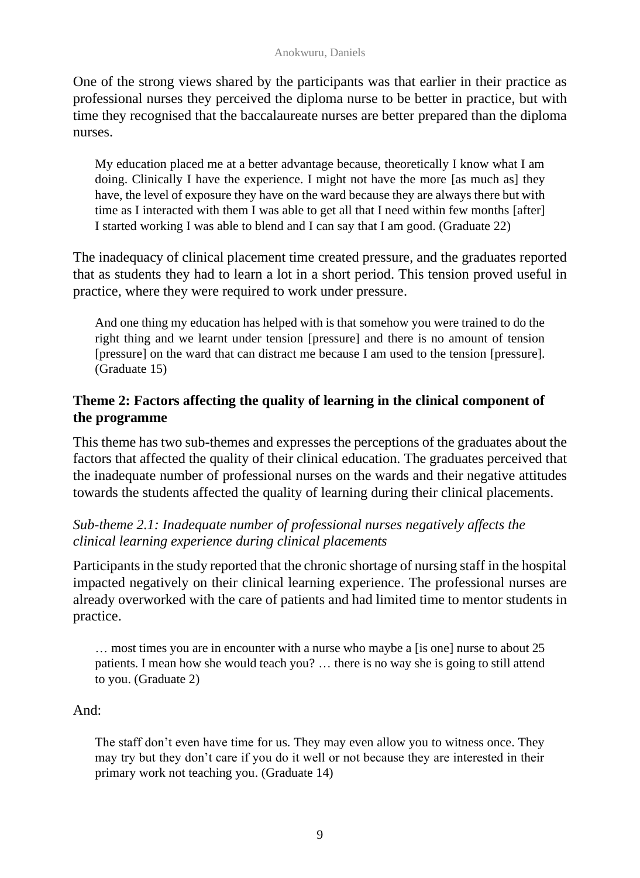One of the strong views shared by the participants was that earlier in their practice as professional nurses they perceived the diploma nurse to be better in practice, but with time they recognised that the baccalaureate nurses are better prepared than the diploma nurses.

> My education placed me at a better advantage because, theoretically I know what I am doing. Clinically I have the experience. I might not have the more [as much as] they have, the level of exposure they have on the ward because they are always there but with time as I interacted with them I was able to get all that I need within few months [after] I started working I was able to blend and I can say that I am good. (Graduate 22)

The inadequacy of clinical placement time created pressure, and the graduates reported that as students they had to learn a lot in a short period. This tension proved useful in practice, where they were required to work under pressure.

> And one thing my education has helped with is that somehow you were trained to do the right thing and we learnt under tension [pressure] and there is no amount of tension [pressure] on the ward that can distract me because I am used to the tension [pressure]. (Graduate 15)

### Theme 2: Factors affecting the quality of learning in the clinical component of the programme

This theme has two sub-themes and expresses the perceptions of the graduates about the factors that affected the quality of their clinical education. The graduates perceived that the inadequate number of professional nurses on the wards and their negative attitudes towards the students affected the quality of learning during their clinical placements.

#### *Sub-theme 2.1: Inadequate number of professional nurses negatively affects the clinical learning experience during clinical placements*

Participants in the study reported that the chronic shortage of nursing staff in the hospital impacted negatively on their clinical learning experience. The professional nurses are already overworked with the care of patients and had limited time to mentor students in practice.

> … most times you are in encounter with a nurse who maybe a [is one] nurse to about 25 patients. I mean how she would teach you? … there is no way she is going to still attend to you. (Graduate 2)

And:

> The staff don't even have time for us. They may even allow you to witness once. They may try but they don't care if you do it well or not because they are interested in their primary work not teaching you. (Graduate 14)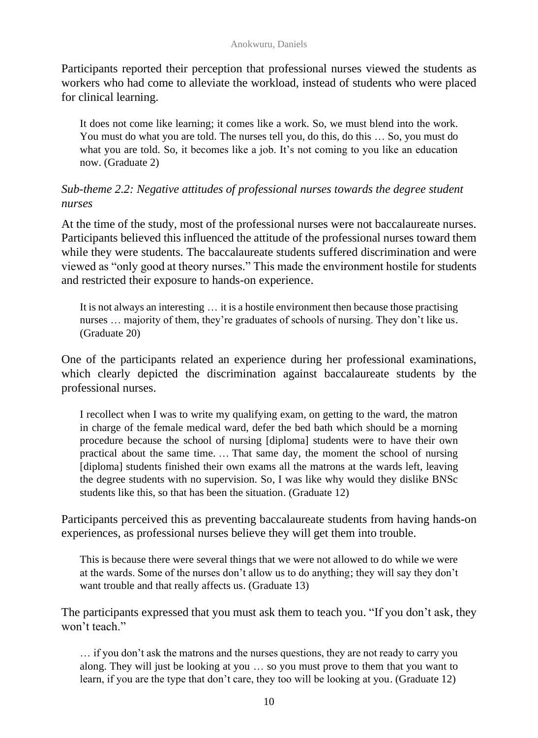Participants reported their perception that professional nurses viewed the students as workers who had come to alleviate the workload, instead of students who were placed for clinical learning.

> It does not come like learning; it comes like a work. So, we must blend into the work. You must do what you are told. The nurses tell you, do this, do this … So, you must do what you are told. So, it becomes like a job. It's not coming to you like an education now. (Graduate 2)

*Sub-theme 2.2: Negative attitudes of professional nurses towards the degree student nurses*

At the time of the study, most of the professional nurses were not baccalaureate nurses. Participants believed this influenced the attitude of the professional nurses toward them while they were students. The baccalaureate students suffered discrimination and were viewed as "only good at theory nurses." This made the environment hostile for students and restricted their exposure to hands-on experience.

> It is not always an interesting … it is a hostile environment then because those practising nurses … majority of them, they're graduates of schools of nursing. They don't like us. (Graduate 20)

One of the participants related an experience during her professional examinations, which clearly depicted the discrimination against baccalaureate students by the professional nurses.

> I recollect when I was to write my qualifying exam, on getting to the ward, the matron in charge of the female medical ward, defer the bed bath which should be a morning procedure because the school of nursing [diploma] students were to have their own practical about the same time. … That same day, the moment the school of nursing [diploma] students finished their own exams all the matrons at the wards left, leaving the degree students with no supervision. So, I was like why would they dislike BNSc students like this, so that has been the situation. (Graduate 12)

Participants perceived this as preventing baccalaureate students from having hands-on experiences, as professional nurses believe they will get them into trouble.

> This is because there were several things that we were not allowed to do while we were at the wards. Some of the nurses don't allow us to do anything; they will say they don't want trouble and that really affects us. (Graduate 13)

The participants expressed that you must ask them to teach you. "If you don't ask, they won't teach."

> … if you don't ask the matrons and the nurses questions, they are not ready to carry you along. They will just be looking at you … so you must prove to them that you want to learn, if you are the type that don't care, they too will be looking at you. (Graduate 12)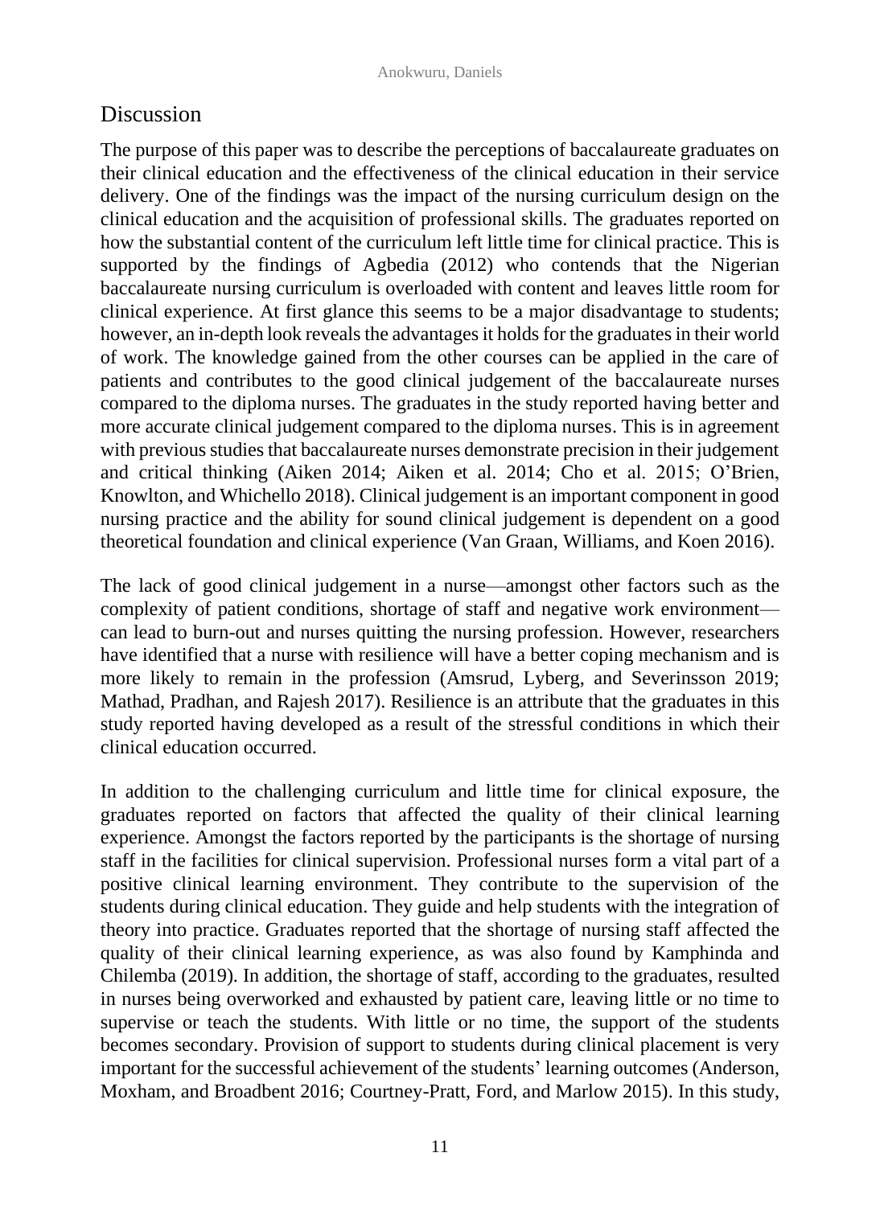## Discussion

The purpose of this paper was to describe the perceptions of baccalaureate graduates on their clinical education and the effectiveness of the clinical education in their service delivery. One of the findings was the impact of the nursing curriculum design on the clinical education and the acquisition of professional skills. The graduates reported on how the substantial content of the curriculum left little time for clinical practice. This is supported by the findings of Agbedia (2012) who contends that the Nigerian baccalaureate nursing curriculum is overloaded with content and leaves little room for clinical experience. At first glance this seems to be a major disadvantage to students; however, an in-depth look reveals the advantages it holds for the graduates in their world of work. The knowledge gained from the other courses can be applied in the care of patients and contributes to the good clinical judgement of the baccalaureate nurses compared to the diploma nurses. The graduates in the study reported having better and more accurate clinical judgement compared to the diploma nurses. This is in agreement with previous studies that baccalaureate nurses demonstrate precision in their judgement and critical thinking (Aiken 2014; Aiken et al. 2014; Cho et al. 2015; O'Brien, Knowlton, and Whichello 2018). Clinical judgement is an important component in good nursing practice and the ability for sound clinical judgement is dependent on a good theoretical foundation and clinical experience (Van Graan, Williams, and Koen 2016).

The lack of good clinical judgement in a nurse—amongst other factors such as the complexity of patient conditions, shortage of staff and negative work environment—can lead to burn-out and nurses quitting the nursing profession. However, researchers have identified that a nurse with resilience will have a better coping mechanism and is more likely to remain in the profession (Amsrud, Lyberg, and Severinsson 2019; Mathad, Pradhan, and Rajesh 2017). Resilience is an attribute that the graduates in this study reported having developed as a result of the stressful conditions in which their clinical education occurred.

In addition to the challenging curriculum and little time for clinical exposure, the graduates reported on factors that affected the quality of their clinical learning experience. Amongst the factors reported by the participants is the shortage of nursing staff in the facilities for clinical supervision. Professional nurses form a vital part of a positive clinical learning environment. They contribute to the supervision of the students during clinical education. They guide and help students with the integration of theory into practice. Graduates reported that the shortage of nursing staff affected the quality of their clinical learning experience, as was also found by Kamphinda and Chilemba (2019). In addition, the shortage of staff, according to the graduates, resulted in nurses being overworked and exhausted by patient care, leaving little or no time to supervise or teach the students. With little or no time, the support of the students becomes secondary. Provision of support to students during clinical placement is very important for the successful achievement of the students' learning outcomes (Anderson, Moxham, and Broadbent 2016; Courtney-Pratt, Ford, and Marlow 2015). In this study,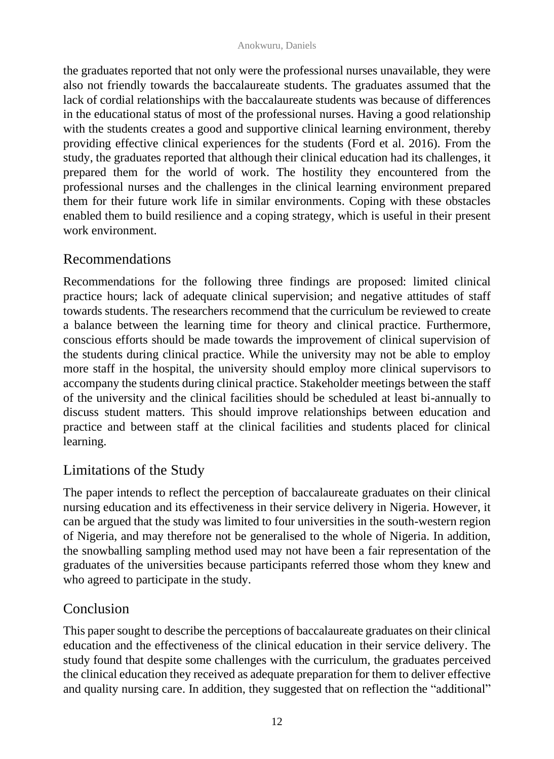the graduates reported that not only were the professional nurses unavailable, they were also not friendly towards the baccalaureate students. The graduates assumed that the lack of cordial relationships with the baccalaureate students was because of differences in the educational status of most of the professional nurses. Having a good relationship with the students creates a good and supportive clinical learning environment, thereby providing effective clinical experiences for the students (Ford et al. 2016). From the study, the graduates reported that although their clinical education had its challenges, it prepared them for the world of work. The hostility they encountered from the professional nurses and the challenges in the clinical learning environment prepared them for their future work life in similar environments. Coping with these obstacles enabled them to build resilience and a coping strategy, which is useful in their present work environment.

## Recommendations

Recommendations for the following three findings are proposed: limited clinical practice hours; lack of adequate clinical supervision; and negative attitudes of staff towards students. The researchers recommend that the curriculum be reviewed to create a balance between the learning time for theory and clinical practice. Furthermore, conscious efforts should be made towards the improvement of clinical supervision of the students during clinical practice. While the university may not be able to employ more staff in the hospital, the university should employ more clinical supervisors to accompany the students during clinical practice. Stakeholder meetings between the staff of the university and the clinical facilities should be scheduled at least bi-annually to discuss student matters. This should improve relationships between education and practice and between staff at the clinical facilities and students placed for clinical learning.

## Limitations of the Study

The paper intends to reflect the perception of baccalaureate graduates on their clinical nursing education and its effectiveness in their service delivery in Nigeria. However, it can be argued that the study was limited to four universities in the south-western region of Nigeria, and may therefore not be generalised to the whole of Nigeria. In addition, the snowballing sampling method used may not have been a fair representation of the graduates of the universities because participants referred those whom they knew and who agreed to participate in the study.

## Conclusion

This paper sought to describe the perceptions of baccalaureate graduates on their clinical education and the effectiveness of the clinical education in their service delivery. The study found that despite some challenges with the curriculum, the graduates perceived the clinical education they received as adequate preparation for them to deliver effective and quality nursing care. In addition, they suggested that on reflection the "additional"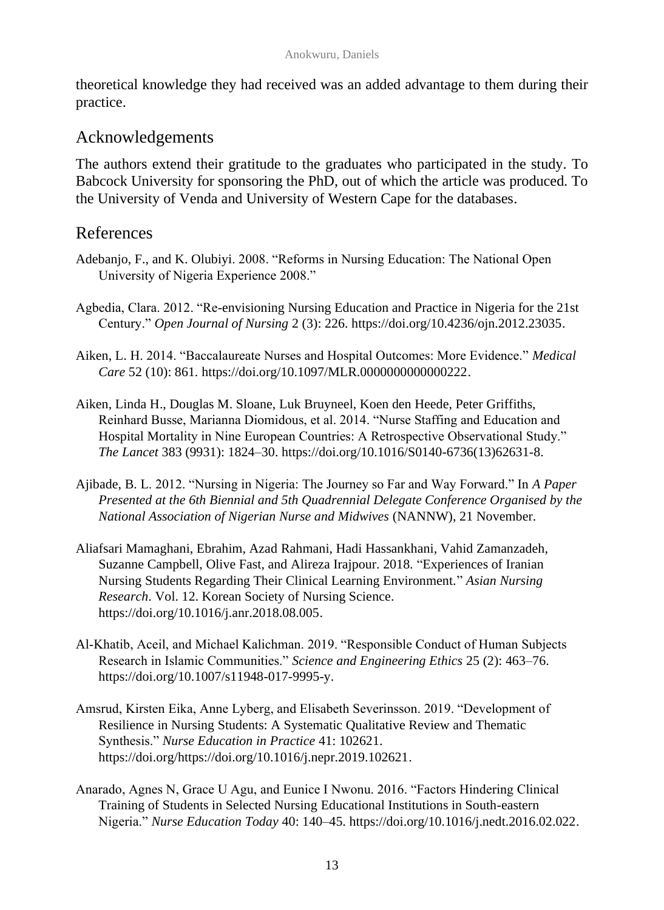theoretical knowledge they had received was an added advantage to them during their practice.

## Acknowledgements

The authors extend their gratitude to the graduates who participated in the study. To Babcock University for sponsoring the PhD, out of which the article was produced. To the University of Venda and University of Western Cape for the databases.

## References

Adebanjo, F., and K. Olubiyi. 2008. "Reforms in Nursing Education: The National Open University of Nigeria Experience 2008."

Agbedia, Clara. 2012. "Re-envisioning Nursing Education and Practice in Nigeria for the 21st Century." *Open Journal of Nursing* 2 (3): 226. https://doi.org/10.4236/ojn.2012.23035.

Aiken, L. H. 2014. "Baccalaureate Nurses and Hospital Outcomes: More Evidence." *Medical Care* 52 (10): 861. https://doi.org/10.1097/MLR.0000000000000222.

Aiken, Linda H., Douglas M. Sloane, Luk Bruyneel, Koen den Heede, Peter Griffiths, Reinhard Busse, Marianna Diomidous, et al. 2014. "Nurse Staffing and Education and Hospital Mortality in Nine European Countries: A Retrospective Observational Study." *The Lancet* 383 (9931): 1824–30. https://doi.org/10.1016/S0140-6736(13)62631-8.

Ajibade, B. L. 2012. "Nursing in Nigeria: The Journey so Far and Way Forward." In *A Paper Presented at the 6th Biennial and 5th Quadrennial Delegate Conference Organised by the National Association of Nigerian Nurse and Midwives* (NANNW), 21 November.

Aliafsari Mamaghani, Ebrahim, Azad Rahmani, Hadi Hassankhani, Vahid Zamanzadeh, Suzanne Campbell, Olive Fast, and Alireza Irajpour. 2018. "Experiences of Iranian Nursing Students Regarding Their Clinical Learning Environment." *Asian Nursing Research*. Vol. 12. Korean Society of Nursing Science. https://doi.org/10.1016/j.anr.2018.08.005.

Al-Khatib, Aceil, and Michael Kalichman. 2019. "Responsible Conduct of Human Subjects Research in Islamic Communities." *Science and Engineering Ethics* 25 (2): 463–76. https://doi.org/10.1007/s11948-017-9995-y.

Amsrud, Kirsten Eika, Anne Lyberg, and Elisabeth Severinsson. 2019. "Development of Resilience in Nursing Students: A Systematic Qualitative Review and Thematic Synthesis." *Nurse Education in Practice* 41: 102621. https://doi.org/https://doi.org/10.1016/j.nepr.2019.102621.

Anarado, Agnes N, Grace U Agu, and Eunice I Nwonu. 2016. "Factors Hindering Clinical Training of Students in Selected Nursing Educational Institutions in South-eastern Nigeria." *Nurse Education Today* 40: 140–45. https://doi.org/10.1016/j.nedt.2016.02.022.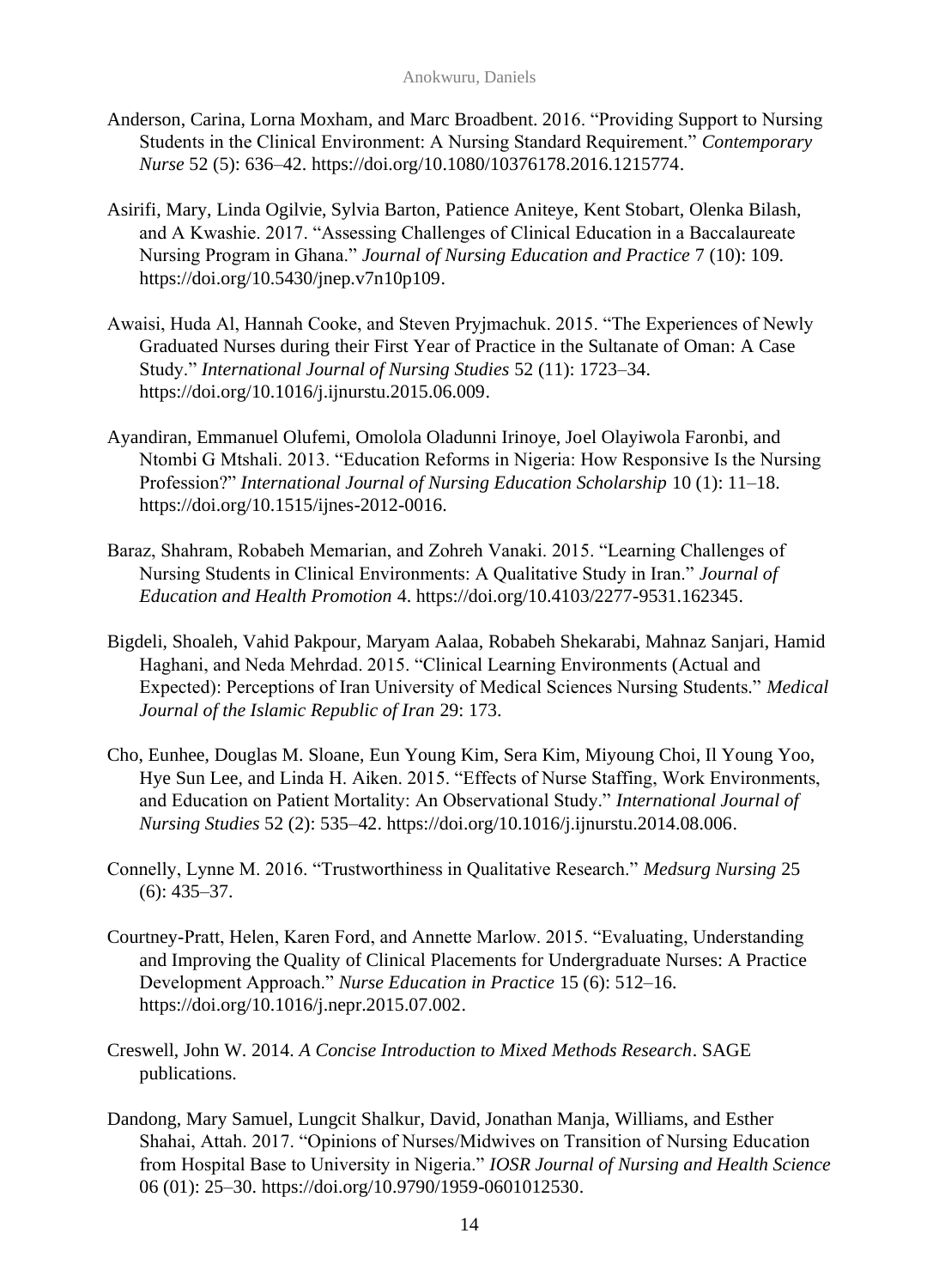Anderson, Carina, Lorna Moxham, and Marc Broadbent. 2016. "Providing Support to Nursing Students in the Clinical Environment: A Nursing Standard Requirement." *Contemporary Nurse* 52 (5): 636–42. https://doi.org/10.1080/10376178.2016.1215774.

Asirifi, Mary, Linda Ogilvie, Sylvia Barton, Patience Aniteye, Kent Stobart, Olenka Bilash, and A Kwashie. 2017. "Assessing Challenges of Clinical Education in a Baccalaureate Nursing Program in Ghana." *Journal of Nursing Education and Practice* 7 (10): 109. https://doi.org/10.5430/jnep.v7n10p109.

Awaisi, Huda Al, Hannah Cooke, and Steven Pryjmachuk. 2015. "The Experiences of Newly Graduated Nurses during their First Year of Practice in the Sultanate of Oman: A Case Study." *International Journal of Nursing Studies* 52 (11): 1723–34. https://doi.org/10.1016/j.ijnurstu.2015.06.009.

Ayandiran, Emmanuel Olufemi, Omolola Oladunni Irinoye, Joel Olayiwola Faronbi, and Ntombi G Mtshali. 2013. "Education Reforms in Nigeria: How Responsive Is the Nursing Profession?" *International Journal of Nursing Education Scholarship* 10 (1): 11–18. https://doi.org/10.1515/ijnes-2012-0016.

Baraz, Shahram, Robabeh Memarian, and Zohreh Vanaki. 2015. "Learning Challenges of Nursing Students in Clinical Environments: A Qualitative Study in Iran." *Journal of Education and Health Promotion* 4. https://doi.org/10.4103/2277-9531.162345.

Bigdeli, Shoaleh, Vahid Pakpour, Maryam Aalaa, Robabeh Shekarabi, Mahnaz Sanjari, Hamid Haghani, and Neda Mehrdad. 2015. "Clinical Learning Environments (Actual and Expected): Perceptions of Iran University of Medical Sciences Nursing Students." *Medical Journal of the Islamic Republic of Iran* 29: 173.

Cho, Eunhee, Douglas M. Sloane, Eun Young Kim, Sera Kim, Miyoung Choi, Il Young Yoo, Hye Sun Lee, and Linda H. Aiken. 2015. "Effects of Nurse Staffing, Work Environments, and Education on Patient Mortality: An Observational Study." *International Journal of Nursing Studies* 52 (2): 535–42. https://doi.org/10.1016/j.ijnurstu.2014.08.006.

Connelly, Lynne M. 2016. "Trustworthiness in Qualitative Research." *Medsurg Nursing* 25 (6): 435–37.

Courtney-Pratt, Helen, Karen Ford, and Annette Marlow. 2015. "Evaluating, Understanding and Improving the Quality of Clinical Placements for Undergraduate Nurses: A Practice Development Approach." *Nurse Education in Practice* 15 (6): 512–16. https://doi.org/10.1016/j.nepr.2015.07.002.

Creswell, John W. 2014. *A Concise Introduction to Mixed Methods Research*. SAGE publications.

Dandong, Mary Samuel, Lungcit Shalkur, David, Jonathan Manja, Williams, and Esther Shahai, Attah. 2017. "Opinions of Nurses/Midwives on Transition of Nursing Education from Hospital Base to University in Nigeria." *IOSR Journal of Nursing and Health Science* 06 (01): 25–30. https://doi.org/10.9790/1959-0601012530.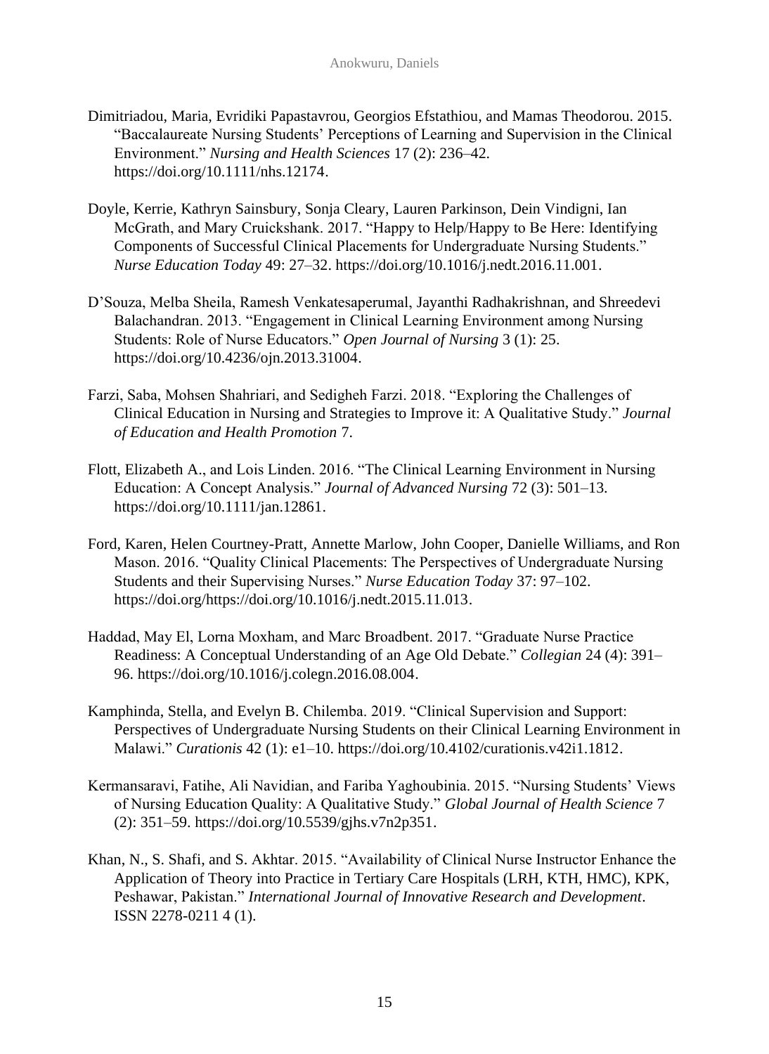Dimitriadou, Maria, Evridiki Papastavrou, Georgios Efstathiou, and Mamas Theodorou. 2015. "Baccalaureate Nursing Students' Perceptions of Learning and Supervision in the Clinical Environment." *Nursing and Health Sciences* 17 (2): 236–42. https://doi.org/10.1111/nhs.12174.

Doyle, Kerrie, Kathryn Sainsbury, Sonja Cleary, Lauren Parkinson, Dein Vindigni, Ian McGrath, and Mary Cruickshank. 2017. "Happy to Help/Happy to Be Here: Identifying Components of Successful Clinical Placements for Undergraduate Nursing Students." *Nurse Education Today* 49: 27–32. https://doi.org/10.1016/j.nedt.2016.11.001.

D'Souza, Melba Sheila, Ramesh Venkatesaperumal, Jayanthi Radhakrishnan, and Shreedevi Balachandran. 2013. "Engagement in Clinical Learning Environment among Nursing Students: Role of Nurse Educators." *Open Journal of Nursing* 3 (1): 25. https://doi.org/10.4236/ojn.2013.31004.

Farzi, Saba, Mohsen Shahriari, and Sedigheh Farzi. 2018. "Exploring the Challenges of Clinical Education in Nursing and Strategies to Improve it: A Qualitative Study." *Journal of Education and Health Promotion* 7.

Flott, Elizabeth A., and Lois Linden. 2016. "The Clinical Learning Environment in Nursing Education: A Concept Analysis." *Journal of Advanced Nursing* 72 (3): 501–13. https://doi.org/10.1111/jan.12861.

Ford, Karen, Helen Courtney-Pratt, Annette Marlow, John Cooper, Danielle Williams, and Ron Mason. 2016. "Quality Clinical Placements: The Perspectives of Undergraduate Nursing Students and their Supervising Nurses." *Nurse Education Today* 37: 97–102. https://doi.org/https://doi.org/10.1016/j.nedt.2015.11.013.

Haddad, May El, Lorna Moxham, and Marc Broadbent. 2017. "Graduate Nurse Practice Readiness: A Conceptual Understanding of an Age Old Debate." *Collegian* 24 (4): 391–96. https://doi.org/10.1016/j.colegn.2016.08.004.

Kamphinda, Stella, and Evelyn B. Chilemba. 2019. "Clinical Supervision and Support: Perspectives of Undergraduate Nursing Students on their Clinical Learning Environment in Malawi." *Curationis* 42 (1): e1–10. https://doi.org/10.4102/curationis.v42i1.1812.

Kermansaravi, Fatihe, Ali Navidian, and Fariba Yaghoubinia. 2015. "Nursing Students' Views of Nursing Education Quality: A Qualitative Study." *Global Journal of Health Science* 7 (2): 351–59. https://doi.org/10.5539/gjhs.v7n2p351.

Khan, N., S. Shafi, and S. Akhtar. 2015. "Availability of Clinical Nurse Instructor Enhance the Application of Theory into Practice in Tertiary Care Hospitals (LRH, KTH, HMC), KPK, Peshawar, Pakistan." *International Journal of Innovative Research and Development*. ISSN 2278-0211 4 (1).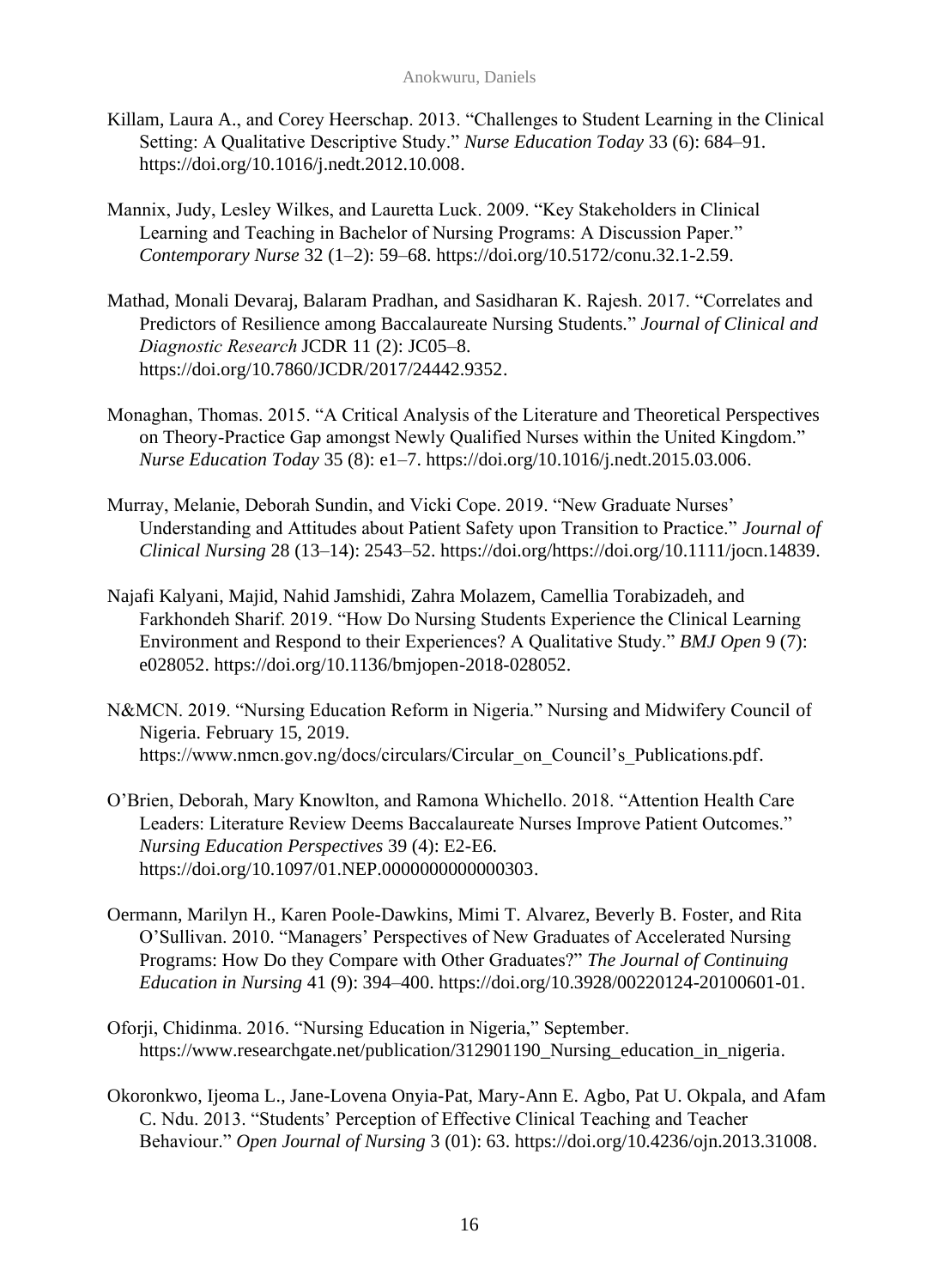Killam, Laura A., and Corey Heerschap. 2013. "Challenges to Student Learning in the Clinical Setting: A Qualitative Descriptive Study." *Nurse Education Today* 33 (6): 684–91. https://doi.org/10.1016/j.nedt.2012.10.008.

Mannix, Judy, Lesley Wilkes, and Lauretta Luck. 2009. "Key Stakeholders in Clinical Learning and Teaching in Bachelor of Nursing Programs: A Discussion Paper." *Contemporary Nurse* 32 (1–2): 59–68. https://doi.org/10.5172/conu.32.1-2.59.

Mathad, Monali Devaraj, Balaram Pradhan, and Sasidharan K. Rajesh. 2017. "Correlates and Predictors of Resilience among Baccalaureate Nursing Students." *Journal of Clinical and Diagnostic Research* JCDR 11 (2): JC05–8. https://doi.org/10.7860/JCDR/2017/24442.9352.

Monaghan, Thomas. 2015. "A Critical Analysis of the Literature and Theoretical Perspectives on Theory-Practice Gap amongst Newly Qualified Nurses within the United Kingdom." *Nurse Education Today* 35 (8): e1–7. https://doi.org/10.1016/j.nedt.2015.03.006.

Murray, Melanie, Deborah Sundin, and Vicki Cope. 2019. "New Graduate Nurses' Understanding and Attitudes about Patient Safety upon Transition to Practice." *Journal of Clinical Nursing* 28 (13–14): 2543–52. https://doi.org/https://doi.org/10.1111/jocn.14839.

Najafi Kalyani, Majid, Nahid Jamshidi, Zahra Molazem, Camellia Torabizadeh, and Farkhondeh Sharif. 2019. "How Do Nursing Students Experience the Clinical Learning Environment and Respond to their Experiences? A Qualitative Study." *BMJ Open* 9 (7): e028052. https://doi.org/10.1136/bmjopen-2018-028052.

N&MCN. 2019. "Nursing Education Reform in Nigeria." Nursing and Midwifery Council of Nigeria. February 15, 2019. https://www.nmcn.gov.ng/docs/circulars/Circular_on_Council's_Publications.pdf.

O'Brien, Deborah, Mary Knowlton, and Ramona Whichello. 2018. "Attention Health Care Leaders: Literature Review Deems Baccalaureate Nurses Improve Patient Outcomes." *Nursing Education Perspectives* 39 (4): E2-E6. https://doi.org/10.1097/01.NEP.0000000000000303.

Oermann, Marilyn H., Karen Poole-Dawkins, Mimi T. Alvarez, Beverly B. Foster, and Rita O'Sullivan. 2010. "Managers' Perspectives of New Graduates of Accelerated Nursing Programs: How Do they Compare with Other Graduates?" *The Journal of Continuing Education in Nursing* 41 (9): 394–400. https://doi.org/10.3928/00220124-20100601-01.

Oforji, Chidinma. 2016. "Nursing Education in Nigeria," September. https://www.researchgate.net/publication/312901190_Nursing_education_in_nigeria.

Okoronkwo, Ijeoma L., Jane-Lovena Onyia-Pat, Mary-Ann E. Agbo, Pat U. Okpala, and Afam C. Ndu. 2013. "Students' Perception of Effective Clinical Teaching and Teacher Behaviour." *Open Journal of Nursing* 3 (01): 63. https://doi.org/10.4236/ojn.2013.31008.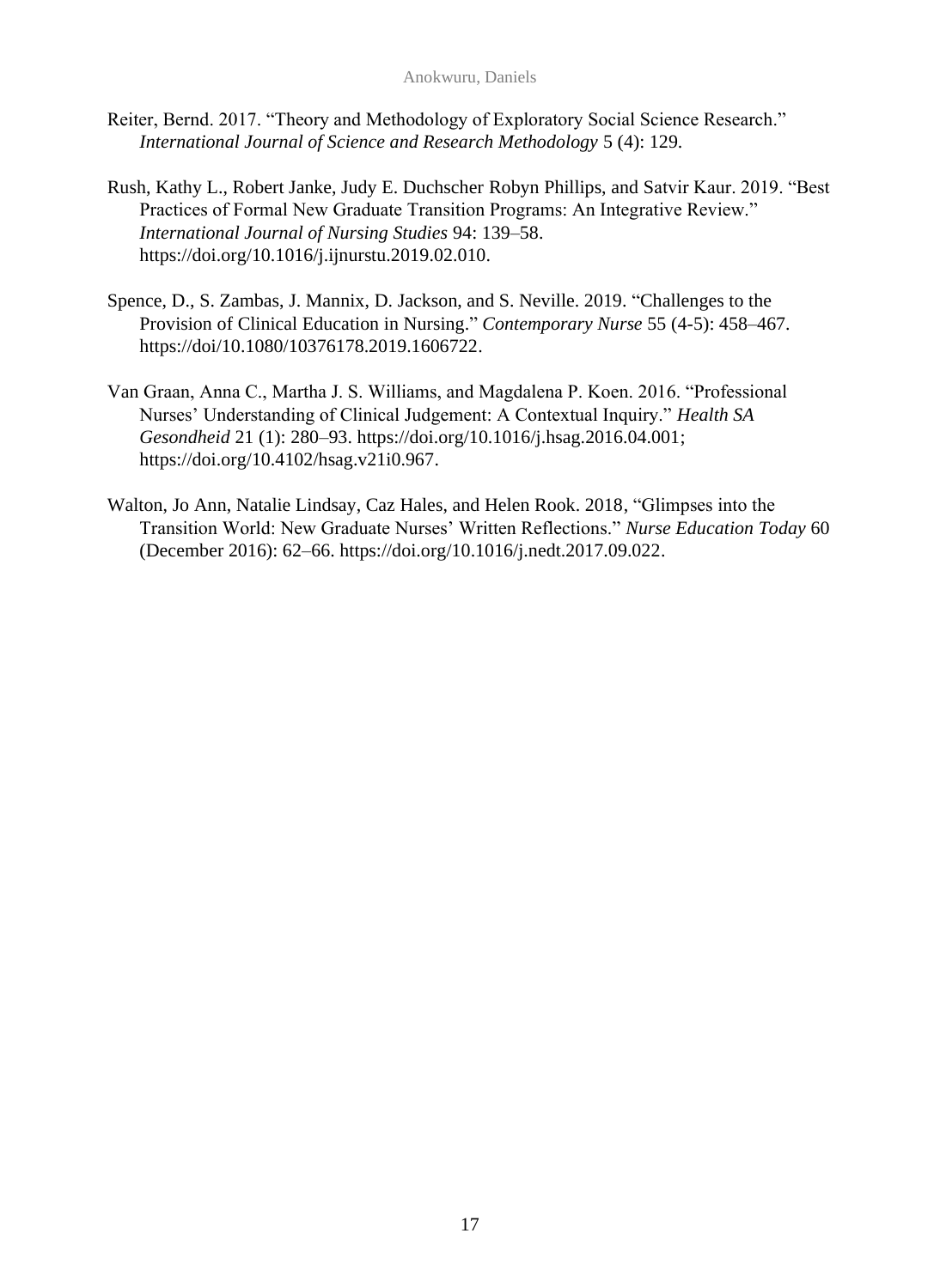Reiter, Bernd. 2017. "Theory and Methodology of Exploratory Social Science Research." *International Journal of Science and Research Methodology* 5 (4): 129.

Rush, Kathy L., Robert Janke, Judy E. Duchscher Robyn Phillips, and Satvir Kaur. 2019. "Best Practices of Formal New Graduate Transition Programs: An Integrative Review." *International Journal of Nursing Studies* 94: 139–58. https://doi.org/10.1016/j.ijnurstu.2019.02.010.

Spence, D., S. Zambas, J. Mannix, D. Jackson, and S. Neville. 2019. "Challenges to the Provision of Clinical Education in Nursing." *Contemporary Nurse* 55 (4-5): 458–467. https://doi/10.1080/10376178.2019.1606722.

Van Graan, Anna C., Martha J. S. Williams, and Magdalena P. Koen. 2016. "Professional Nurses' Understanding of Clinical Judgement: A Contextual Inquiry." *Health SA Gesondheid* 21 (1): 280–93. https://doi.org/10.1016/j.hsag.2016.04.001; https://doi.org/10.4102/hsag.v21i0.967.

Walton, Jo Ann, Natalie Lindsay, Caz Hales, and Helen Rook. 2018, "Glimpses into the Transition World: New Graduate Nurses' Written Reflections." *Nurse Education Today* 60 (December 2016): 62–66. https://doi.org/10.1016/j.nedt.2017.09.022.